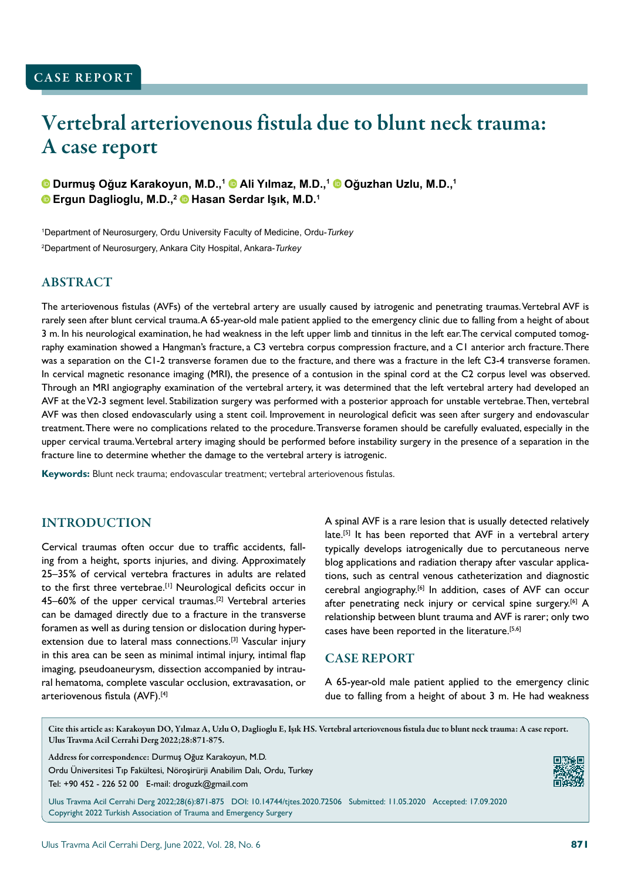CASE REPORT

# Vertebral arteriovenous fistula due to blunt neck trauma: A case report

Durmuş Oğuz Karakoyun, M.D.,[1] Ali Yılmaz, M.D.,[1] Oğuzhan Uzlu, M.D.,[1] Ergun Daglioglu, M.D.,[2] Hasan Serdar Işık, M.D.[1]

[1]Department of Neurosurgery, Ordu University Faculty of Medicine, Ordu-*Turkey*

[2]Department of Neurosurgery, Ankara City Hospital, Ankara-*Turkey*

## ABSTRACT

The arteriovenous fistulas (AVFs) of the vertebral artery are usually caused by iatrogenic and penetrating traumas. Vertebral AVF is rarely seen after blunt cervical trauma. A 65-year-old male patient applied to the emergency clinic due to falling from a height of about 3 m. In his neurological examination, he had weakness in the left upper limb and tinnitus in the left ear. The cervical computed tomography examination showed a Hangman's fracture, a C3 vertebra corpus compression fracture, and a C1 anterior arch fracture. There was a separation on the C1-2 transverse foramen due to the fracture, and there was a fracture in the left C3-4 transverse foramen. In cervical magnetic resonance imaging (MRI), the presence of a contusion in the spinal cord at the C2 corpus level was observed. Through an MRI angiography examination of the vertebral artery, it was determined that the left vertebral artery had developed an AVF at the V2-3 segment level. Stabilization surgery was performed with a posterior approach for unstable vertebrae. Then, vertebral AVF was then closed endovascularly using a stent coil. Improvement in neurological deficit was seen after surgery and endovascular treatment. There were no complications related to the procedure. Transverse foramen should be carefully evaluated, especially in the upper cervical trauma. Vertebral artery imaging should be performed before instability surgery in the presence of a separation in the fracture line to determine whether the damage to the vertebral artery is iatrogenic.

**Keywords:** Blunt neck trauma; endovascular treatment; vertebral arteriovenous fistulas.

## INTRODUCTION

Cervical traumas often occur due to traffic accidents, falling from a height, sports injuries, and diving. Approximately 25–35% of cervical vertebra fractures in adults are related to the first three vertebrae.[1] Neurological deficits occur in 45–60% of the upper cervical traumas.[2] Vertebral arteries can be damaged directly due to a fracture in the transverse foramen as well as during tension or dislocation during hyperextension due to lateral mass connections.[3] Vascular injury in this area can be seen as minimal intimal injury, intimal flap imaging, pseudoaneurysm, dissection accompanied by intraural hematoma, complete vascular occlusion, extravasation, or arteriovenous fistula (AVF).[4]

A spinal AVF is a rare lesion that is usually detected relatively late.[5] It has been reported that AVF in a vertebral artery typically develops iatrogenically due to percutaneous nerve blog applications and radiation therapy after vascular applications, such as central venous catheterization and diagnostic cerebral angiography.[6] In addition, cases of AVF can occur after penetrating neck injury or cervical spine surgery.[6] A relationship between blunt trauma and AVF is rarer; only two cases have been reported in the literature.[5,6]

## CASE REPORT

A 65-year-old male patient applied to the emergency clinic due to falling from a height of about 3 m. He had weakness

Cite this article as: Karakoyun DO, Yılmaz A, Uzlu O, Daglioglu E, Işık HS. Vertebral arteriovenous fistula due to blunt neck trauma: A case report. Ulus Travma Acil Cerrahi Derg 2022;28:871-875.

Address for correspondence: Durmuş Oğuz Karakoyun, M.D.
Ordu Üniversitesi Tıp Fakültesi, Nöroşirürji Anabilim Dalı, Ordu, Turkey
Tel: +90 452 - 226 52 00 E-mail: droguzk@gmail.com

Ulus Travma Acil Cerrahi Derg 2022;28(6):871-875 DOI: 10.14744/tjtes.2020.72506 Submitted: 11.05.2020 Accepted: 17.09.2020
Copyright 2022 Turkish Association of Trauma and Emergency Surgery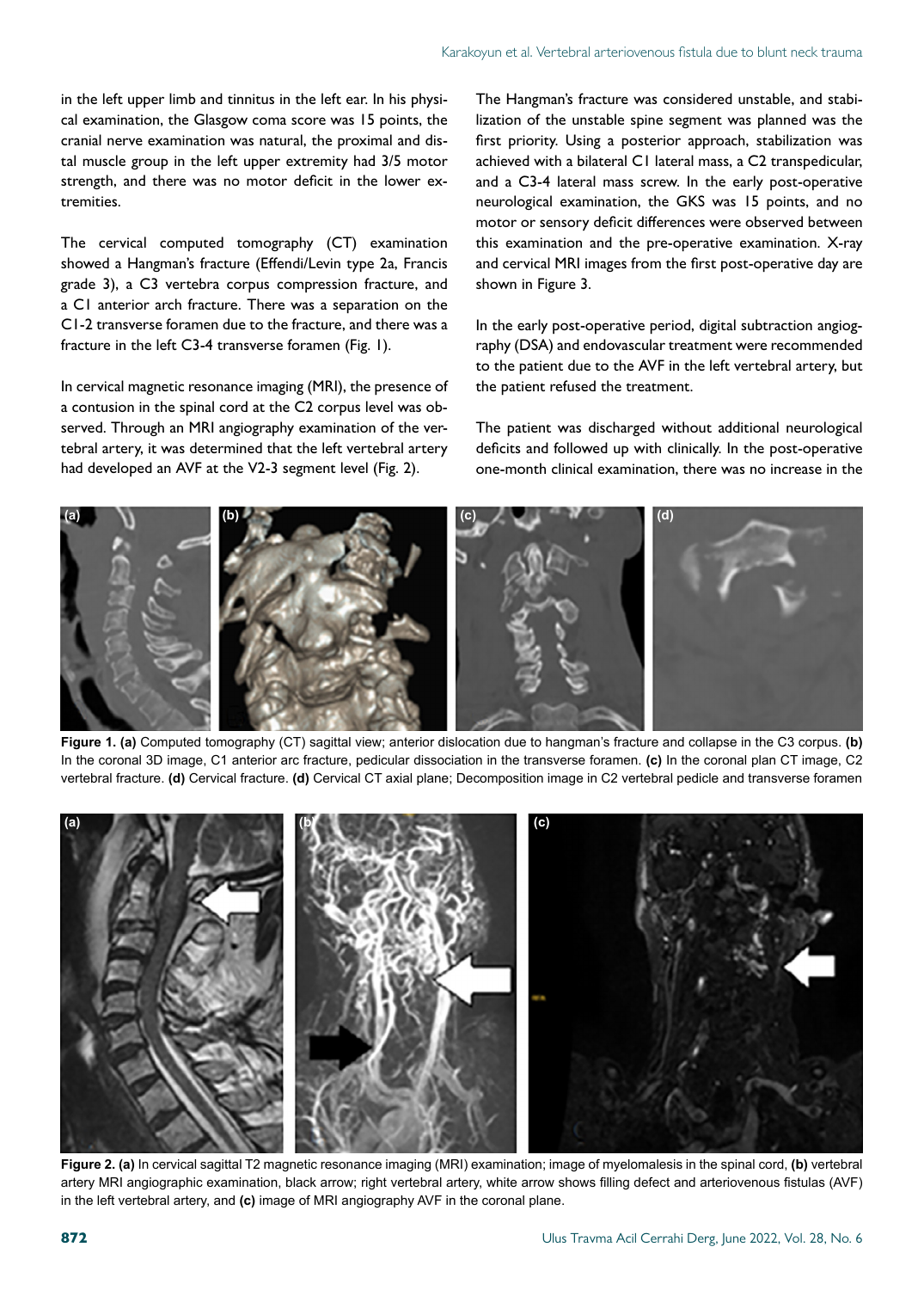in the left upper limb and tinnitus in the left ear. In his physical examination, the Glasgow coma score was 15 points, the cranial nerve examination was natural, the proximal and distal muscle group in the left upper extremity had 3/5 motor strength, and there was no motor deficit in the lower extremities.

The cervical computed tomography (CT) examination showed a Hangman's fracture (Effendi/Levin type 2a, Francis grade 3), a C3 vertebra corpus compression fracture, and a C1 anterior arch fracture. There was a separation on the C1-2 transverse foramen due to the fracture, and there was a fracture in the left C3-4 transverse foramen (Fig. 1).

In cervical magnetic resonance imaging (MRI), the presence of a contusion in the spinal cord at the C2 corpus level was observed. Through an MRI angiography examination of the vertebral artery, it was determined that the left vertebral artery had developed an AVF at the V2-3 segment level (Fig. 2).

The Hangman's fracture was considered unstable, and stabilization of the unstable spine segment was planned was the first priority. Using a posterior approach, stabilization was achieved with a bilateral C1 lateral mass, a C2 transpedicular, and a C3-4 lateral mass screw. In the early post-operative neurological examination, the GKS was 15 points, and no motor or sensory deficit differences were observed between this examination and the pre-operative examination. X-ray and cervical MRI images from the first post-operative day are shown in Figure 3.

In the early post-operative period, digital subtraction angiography (DSA) and endovascular treatment were recommended to the patient due to the AVF in the left vertebral artery, but the patient refused the treatment.

The patient was discharged without additional neurological deficits and followed up with clinically. In the post-operative one-month clinical examination, there was no increase in the

**Figure 1. (a)** Computed tomography (CT) sagittal view; anterior dislocation due to hangman's fracture and collapse in the C3 corpus. **(b)** In the coronal 3D image, C1 anterior arc fracture, pedicular dissociation in the transverse foramen. **(c)** In the coronal plan CT image, C2 vertebral fracture. **(d)** Cervical fracture. **(d)** Cervical CT axial plane; Decomposition image in C2 vertebral pedicle and transverse foramen

**Figure 2. (a)** In cervical sagittal T2 magnetic resonance imaging (MRI) examination; image of myelomalesis in the spinal cord, **(b)** vertebral artery MRI angiographic examination, black arrow; right vertebral artery, white arrow shows filling defect and arteriovenous fistulas (AVF) in the left vertebral artery, and **(c)** image of MRI angiography AVF in the coronal plane.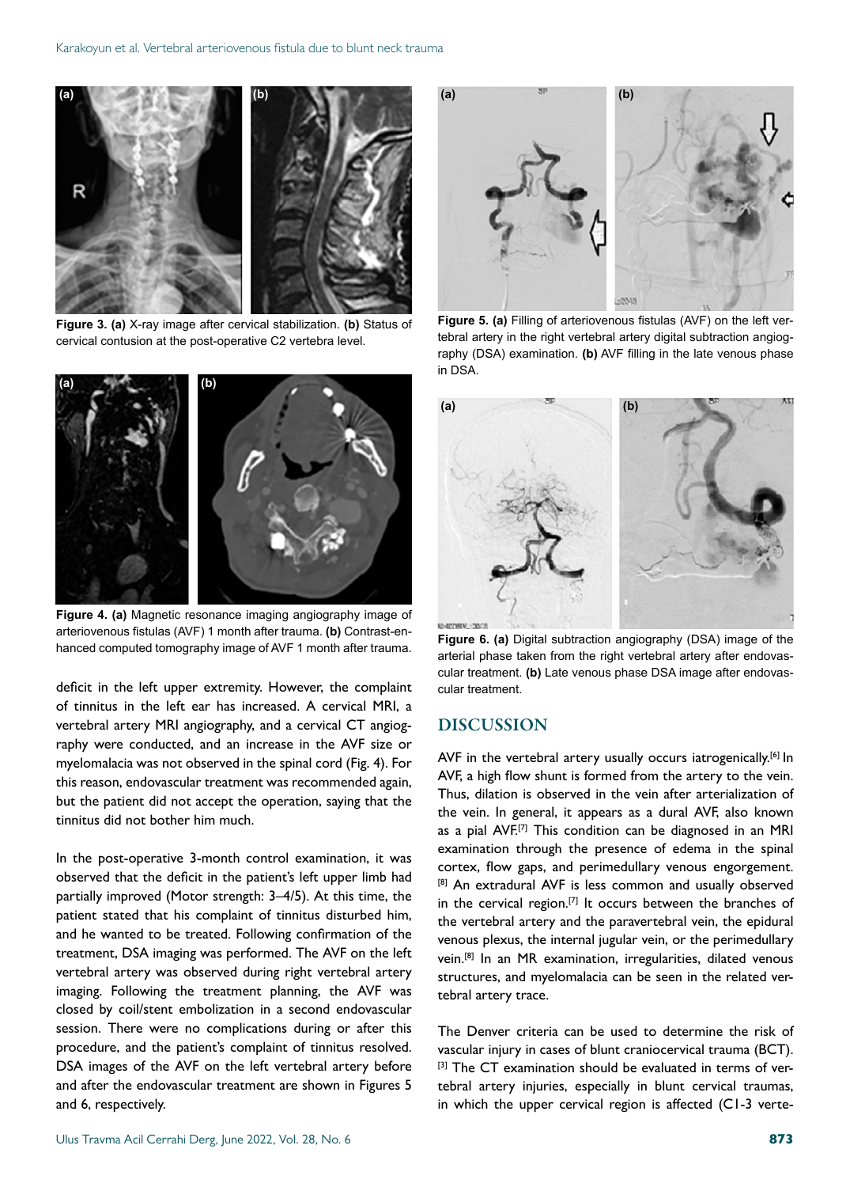Figure 3. **(a)** X-ray image after cervical stabilization. **(b)** Status of cervical contusion at the post-operative C2 vertebra level.

Figure 4. **(a)** Magnetic resonance imaging angiography image of arteriovenous fistulas (AVF) 1 month after trauma. **(b)** Contrast-enhanced computed tomography image of AVF 1 month after trauma.

deficit in the left upper extremity. However, the complaint of tinnitus in the left ear has increased. A cervical MRI, a vertebral artery MRI angiography, and a cervical CT angiography were conducted, and an increase in the AVF size or myelomalacia was not observed in the spinal cord (Fig. 4). For this reason, endovascular treatment was recommended again, but the patient did not accept the operation, saying that the tinnitus did not bother him much.

In the post-operative 3-month control examination, it was observed that the deficit in the patient's left upper limb had partially improved (Motor strength: 3–4/5). At this time, the patient stated that his complaint of tinnitus disturbed him, and he wanted to be treated. Following confirmation of the treatment, DSA imaging was performed. The AVF on the left vertebral artery was observed during right vertebral artery imaging. Following the treatment planning, the AVF was closed by coil/stent embolization in a second endovascular session. There were no complications during or after this procedure, and the patient's complaint of tinnitus resolved. DSA images of the AVF on the left vertebral artery before and after the endovascular treatment are shown in Figures 5 and 6, respectively.

Figure 5. **(a)** Filling of arteriovenous fistulas (AVF) on the left vertebral artery in the right vertebral artery digital subtraction angiography (DSA) examination. **(b)** AVF filling in the late venous phase in DSA.

Figure 6. **(a)** Digital subtraction angiography (DSA) image of the arterial phase taken from the right vertebral artery after endovascular treatment. **(b)** Late venous phase DSA image after endovascular treatment.

## DISCUSSION

AVF in the vertebral artery usually occurs iatrogenically.[6] In AVF, a high flow shunt is formed from the artery to the vein. Thus, dilation is observed in the vein after arterialization of the vein. In general, it appears as a dural AVF, also known as a pial AVF.[7] This condition can be diagnosed in an MRI examination through the presence of edema in the spinal cortex, flow gaps, and perimedullary venous engorgement.[8] An extradural AVF is less common and usually observed in the cervical region.[7] It occurs between the branches of the vertebral artery and the paravertebral vein, the epidural venous plexus, the internal jugular vein, or the perimedullary vein.[8] In an MR examination, irregularities, dilated venous structures, and myelomalacia can be seen in the related vertebral artery trace.

The Denver criteria can be used to determine the risk of vascular injury in cases of blunt craniocervical trauma (BCT).[3] The CT examination should be evaluated in terms of vertebral artery injuries, especially in blunt cervical traumas, in which the upper cervical region is affected (C1-3 verte-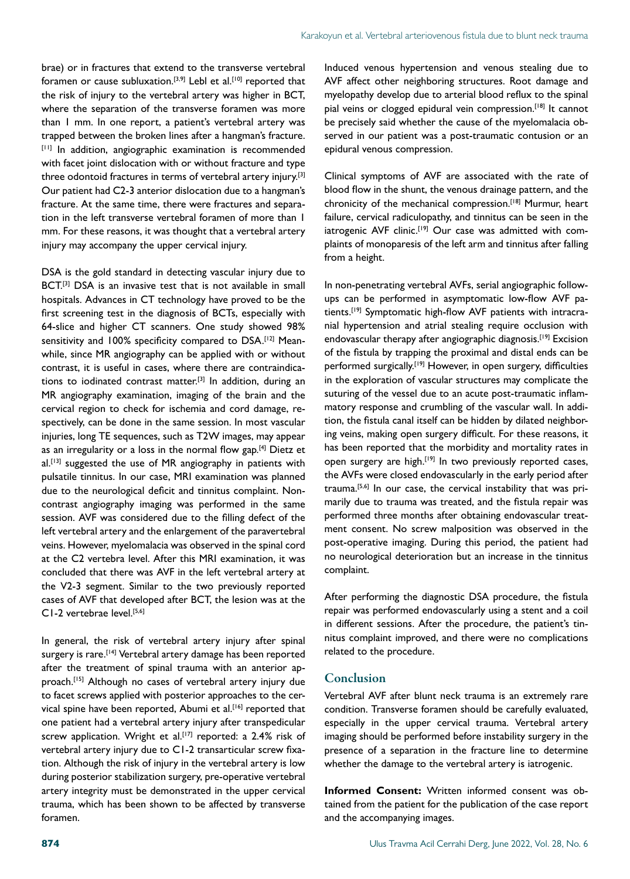brae) or in fractures that extend to the transverse vertebral foramen or cause subluxation.[3,9] Lebl et al.[10] reported that the risk of injury to the vertebral artery was higher in BCT, where the separation of the transverse foramen was more than 1 mm. In one report, a patient's vertebral artery was trapped between the broken lines after a hangman's fracture.[11] In addition, angiographic examination is recommended with facet joint dislocation with or without fracture and type three odontoid fractures in terms of vertebral artery injury.[3] Our patient had C2-3 anterior dislocation due to a hangman's fracture. At the same time, there were fractures and separation in the left transverse vertebral foramen of more than 1 mm. For these reasons, it was thought that a vertebral artery injury may accompany the upper cervical injury.

DSA is the gold standard in detecting vascular injury due to BCT.[3] DSA is an invasive test that is not available in small hospitals. Advances in CT technology have proved to be the first screening test in the diagnosis of BCTs, especially with 64-slice and higher CT scanners. One study showed 98% sensitivity and 100% specificity compared to DSA.[12] Meanwhile, since MR angiography can be applied with or without contrast, it is useful in cases, where there are contraindications to iodinated contrast matter.[3] In addition, during an MR angiography examination, imaging of the brain and the cervical region to check for ischemia and cord damage, respectively, can be done in the same session. In most vascular injuries, long TE sequences, such as T2W images, may appear as an irregularity or a loss in the normal flow gap.[4] Dietz et al.[13] suggested the use of MR angiography in patients with pulsatile tinnitus. In our case, MRI examination was planned due to the neurological deficit and tinnitus complaint. Non-contrast angiography imaging was performed in the same session. AVF was considered due to the filling defect of the left vertebral artery and the enlargement of the paravertebral veins. However, myelomalacia was observed in the spinal cord at the C2 vertebra level. After this MRI examination, it was concluded that there was AVF in the left vertebral artery at the V2-3 segment. Similar to the two previously reported cases of AVF that developed after BCT, the lesion was at the C1-2 vertebrae level.[5,6]

In general, the risk of vertebral artery injury after spinal surgery is rare.[14] Vertebral artery damage has been reported after the treatment of spinal trauma with an anterior approach.[15] Although no cases of vertebral artery injury due to facet screws applied with posterior approaches to the cervical spine have been reported, Abumi et al.[16] reported that one patient had a vertebral artery injury after transpedicular screw application. Wright et al.[17] reported: a 2.4% risk of vertebral artery injury due to C1-2 transarticular screw fixation. Although the risk of injury in the vertebral artery is low during posterior stabilization surgery, pre-operative vertebral artery integrity must be demonstrated in the upper cervical trauma, which has been shown to be affected by transverse foramen.

Induced venous hypertension and venous stealing due to AVF affect other neighboring structures. Root damage and myelopathy develop due to arterial blood reflux to the spinal pial veins or clogged epidural vein compression.[18] It cannot be precisely said whether the cause of the myelomalacia observed in our patient was a post-traumatic contusion or an epidural venous compression.

Clinical symptoms of AVF are associated with the rate of blood flow in the shunt, the venous drainage pattern, and the chronicity of the mechanical compression.[18] Murmur, heart failure, cervical radiculopathy, and tinnitus can be seen in the iatrogenic AVF clinic.[19] Our case was admitted with complaints of monoparesis of the left arm and tinnitus after falling from a height.

In non-penetrating vertebral AVFs, serial angiographic follow-ups can be performed in asymptomatic low-flow AVF patients.[19] Symptomatic high-flow AVF patients with intracranial hypertension and atrial stealing require occlusion with endovascular therapy after angiographic diagnosis.[19] Excision of the fistula by trapping the proximal and distal ends can be performed surgically.[19] However, in open surgery, difficulties in the exploration of vascular structures may complicate the suturing of the vessel due to an acute post-traumatic inflammatory response and crumbling of the vascular wall. In addition, the fistula canal itself can be hidden by dilated neighboring veins, making open surgery difficult. For these reasons, it has been reported that the morbidity and mortality rates in open surgery are high.[19] In two previously reported cases, the AVFs were closed endovascularly in the early period after trauma.[5,6] In our case, the cervical instability that was primarily due to trauma was treated, and the fistula repair was performed three months after obtaining endovascular treatment consent. No screw malposition was observed in the post-operative imaging. During this period, the patient had no neurological deterioration but an increase in the tinnitus complaint.

After performing the diagnostic DSA procedure, the fistula repair was performed endovascularly using a stent and a coil in different sessions. After the procedure, the patient's tinnitus complaint improved, and there were no complications related to the procedure.

## Conclusion

Vertebral AVF after blunt neck trauma is an extremely rare condition. Transverse foramen should be carefully evaluated, especially in the upper cervical trauma. Vertebral artery imaging should be performed before instability surgery in the presence of a separation in the fracture line to determine whether the damage to the vertebral artery is iatrogenic.

**Informed Consent:** Written informed consent was obtained from the patient for the publication of the case report and the accompanying images.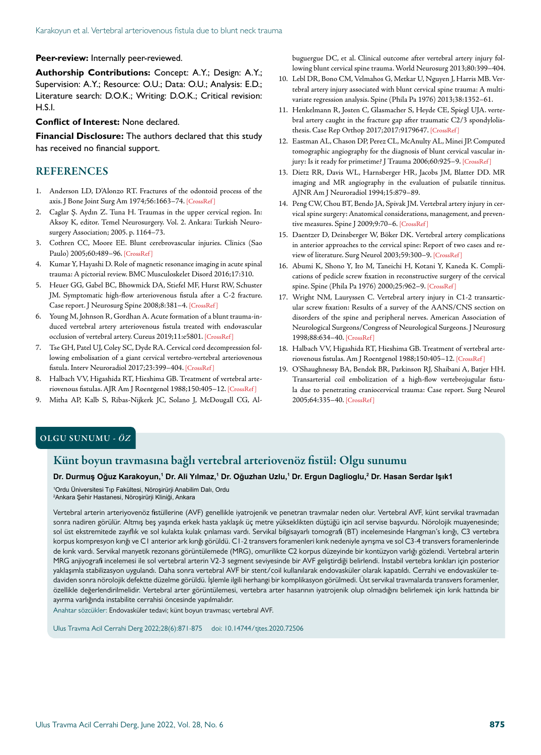**Peer-review:** Internally peer-reviewed.

**Authorship Contributions:** Concept: A.Y.; Design: A.Y.; Supervision: A.Y.; Resource: O.U.; Data: O.U.; Analysis: E.D.; Literature search: D.O.K.; Writing: D.O.K.; Critical revision: H.S.I.

**Conflict of Interest:** None declared.

**Financial Disclosure:** The authors declared that this study has received no financial support.

## REFERENCES

1. Anderson LD, D'Alonzo RT. Fractures of the odontoid process of the axis. J Bone Joint Surg Am 1974;56:1663–74. [CrossRef]
2. Caglar Ş. Aydın Z. Tuna H. Traumas in the upper cervical region. In: Aksoy K, editor. Temel Neurosurgery. Vol. 2. Ankara: Turkish Neurosurgery Association; 2005. p. 1164–73.
3. Cothren CC, Moore EE. Blunt cerebrovascular injuries. Clinics (Sao Paulo) 2005;60:489–96. [CrossRef]
4. Kumar Y, Hayashi D. Role of magnetic resonance imaging in acute spinal trauma: A pictorial review. BMC Musculoskelet Disord 2016;17:310.
5. Heuer GG, Gabel BC, Bhowmick DA, Stiefel MF, Hurst RW, Schuster JM. Symptomatic high-flow arteriovenous fistula after a C-2 fracture. Case report. J Neurosurg Spine 2008;8:381–4. [CrossRef]
6. Young M, Johnson R, Gordhan A. Acute formation of a blunt trauma-induced vertebral artery arteriovenous fistula treated with endovascular occlusion of vertebral artery. Cureus 2019;11:e5801. [CrossRef]
7. Tse GH, Patel UJ, Coley SC, Dyde RA. Cervical cord decompression following embolisation of a giant cervical vertebro-vertebral arteriovenous fistula. Interv Neuroradiol 2017;23:399–404. [CrossRef]
8. Halbach VV, Higashida RT, Hieshima GB. Treatment of vertebral arteriovenous fistulas. AJR Am J Roentgenol 1988;150:405–12. [CrossRef]
9. Mitha AP, Kalb S, Ribas-Nijkerk JC, Solano J, McDougall CG, Albuquerque DC, et al. Clinical outcome after vertebral artery injury following blunt cervical spine trauma. World Neurosurg 2013;80:399–404.
10. Lebl DR, Bono CM, Velmahos G, Metkar U, Nguyen J, Harris MB. Vertebral artery injury associated with blunt cervical spine trauma: A multivariate regression analysis. Spine (Phila Pa 1976) 2013;38:1352–61.
11. Henkelmann R, Josten C, Glasmacher S, Heyde CE, Spiegl UJA. vertebral artery caught in the fracture gap after traumatic C2/3 spondylolisthesis. Case Rep Orthop 2017;2017:9179647. [CrossRef]
12. Eastman AL, Chason DP, Perez CL, McAnulty AL, Minei JP. Computed tomographic angiography for the diagnosis of blunt cervical vascular injury: Is it ready for primetime? J Trauma 2006;60:925–9. [CrossRef]
13. Dietz RR, Davis WL, Harnsberger HR, Jacobs JM, Blatter DD. MR imaging and MR angiography in the evaluation of pulsatile tinnitus. AJNR Am J Neuroradiol 1994;15:879–89.
14. Peng CW, Chou BT, Bendo JA, Spivak JM. Vertebral artery injury in cervical spine surgery: Anatomical considerations, management, and preventive measures. Spine J 2009;9:70–6. [CrossRef]
15. Daentzer D, Deinsberger W, Böker DK. Vertebral artery complications in anterior approaches to the cervical spine: Report of two cases and review of literature. Surg Neurol 2003;59:300–9. [CrossRef]
16. Abumi K, Shono Y, Ito M, Taneichi H, Kotani Y, Kaneda K. Complications of pedicle screw fixation in reconstructive surgery of the cervical spine. Spine (Phila Pa 1976) 2000;25:962–9. [CrossRef]
17. Wright NM, Lauryssen C. Vertebral artery injury in C1-2 transarticular screw fixation: Results of a survey of the AANS/CNS section on disorders of the spine and peripheral nerves. American Association of Neurological Surgeons/Congress of Neurological Surgeons. J Neurosurg 1998;88:634–40. [CrossRef]
18. Halbach VV, Higashida RT, Hieshima GB. Treatment of vertebral arteriovenous fistulas. Am J Roentgenol 1988;150:405–12. [CrossRef]
19. O'Shaughnessy BA, Bendok BR, Parkinson RJ, Shaibani A, Batjer HH. Transarterial coil embolization of a high-flow vertebrojugular fistula due to penetrating craniocervical trauma: Case report. Surg Neurol 2005;64:335–40. [CrossRef]

## OLGU SUNUMU - *ÖZ*

### Künt boyun travmasına bağlı vertebral arteriovenöz fistül: Olgu sunumu

**Dr. Durmuş Oğuz Karakoyun,[1] Dr. Ali Yılmaz,[1] Dr. Oğuzhan Uzlu,[1] Dr. Ergun Daglioglu,[2] Dr. Hasan Serdar Işık1**

[1]Ordu Üniversitesi Tıp Fakültesi, Nöroşirürji Anabilim Dalı, Ordu
[2]Ankara Şehir Hastanesi, Nöroşirürji Kliniği, Ankara

Vertebral arterin arteriyovenöz fistüllerine (AVF) genellikle iyatrojenik ve penetran travmalar neden olur. Vertebral AVF, künt servikal travmadan sonra nadiren görülür. Altmış beş yaşında erkek hasta yaklaşık üç metre yükseklikten düştüğü için acil servise başvurdu. Nörolojik muayenesinde; sol üst ekstremitede zayıflık ve sol kulakta kulak çınlaması vardı. Servikal bilgisayarlı tomografi (BT) incelemesinde Hangman's kırığı, C3 vertebra korpus kompresyon kırığı ve C1 anterior ark kırığı görüldü. C1-2 transvers foramenleri kırık nedeniyle ayrışma ve sol C3-4 transvers foramenlerinde de kırık vardı. Servikal manyetik rezonans görüntülemede (MRG), omurilikte C2 korpus düzeyinde bir kontüzyon varlığı gözlendi. Vertebral arterin MRG anjiyografi incelemesi ile sol vertebral arterin V2-3 segment seviyesinde bir AVF geliştirdiği belirlendi. İnstabil vertebra kırıkları için posterior yaklaşımla stabilizasyon uygulandı. Daha sonra vertebral AVF bir stent/coil kullanılarak endovasküler olarak kapatıldı. Cerrahi ve endovasküler tedaviden sonra nörolojik defektte düzelme görüldü. İşlemle ilgili herhangi bir komplikasyon görülmedi. Üst servikal travmalarda transvers foramenler, özellikle değerlendirilmelidir. Vertebral arter görüntülemesi, vertebra arter hasarının iyatrojenik olup olmadığını belirlemek için kırık hattında bir ayırma varlığında instabilite cerrahisi öncesinde yapılmalıdır.

Anahtar sözcükler: Endovasküler tedavi; künt boyun travması; vertebral AVF.

Ulus Travma Acil Cerrahi Derg 2022;28(6):871-875 doi: 10.14744/tjes.2020.72506